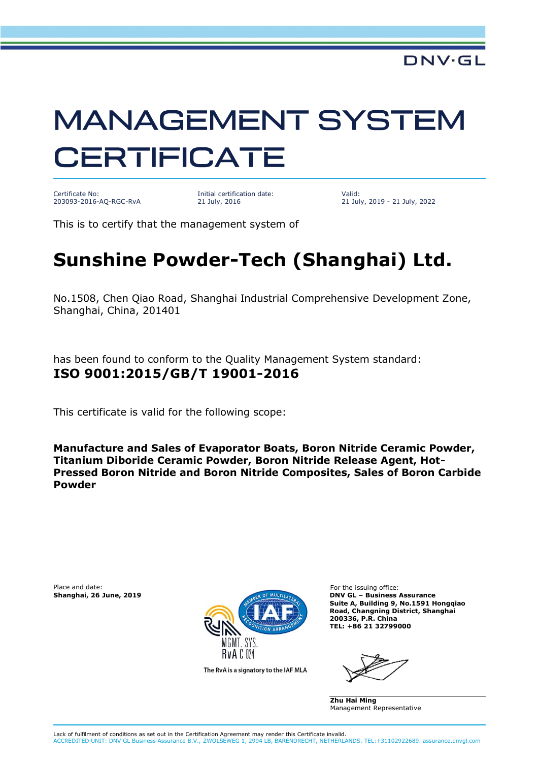DNV·GL

# MANAGEMENT SYSTEM CERTIFICATE

| Certificate No: | Initial certification date: | Valid: |
|---|---|---|
| 203093-2016-AQ-RGC-RvA | 21 July, 2016 | 21 July, 2019 - 21 July, 2022 |

This is to certify that the management system of

## Sunshine Powder-Tech (Shanghai) Ltd.

No.1508, Chen Qiao Road, Shanghai Industrial Comprehensive Development Zone, Shanghai, China, 201401

has been found to conform to the Quality Management System standard:
**ISO 9001:2015/GB/T 19001-2016**

This certificate is valid for the following scope:

**Manufacture and Sales of Evaporator Boats, Boron Nitride Ceramic Powder, Titanium Diboride Ceramic Powder, Boron Nitride Release Agent, Hot-Pressed Boron Nitride and Boron Nitride Composites, Sales of Boron Carbide Powder**

Place and date:
**Shanghai, 26 June, 2019**

MGMT. SYS.
RvA C 024
The RvA is a signatory to the IAF MLA

For the issuing office:
**DNV GL – Business Assurance**
**Suite A, Building 9, No.1591 Hongqiao Road, Changning District, Shanghai 200336, P.R. China**
**TEL: +86 21 32799000**

**Zhu Hai Ming**
Management Representative

Lack of fulfilment of conditions as set out in the Certification Agreement may render this Certificate invalid.
ACCREDITED UNIT: DNV GL Business Assurance B.V., ZWOLSEWEG 1, 2994 LB, BARENDRECHT, NETHERLANDS. TEL:+31102922689. assurance.dnvgl.com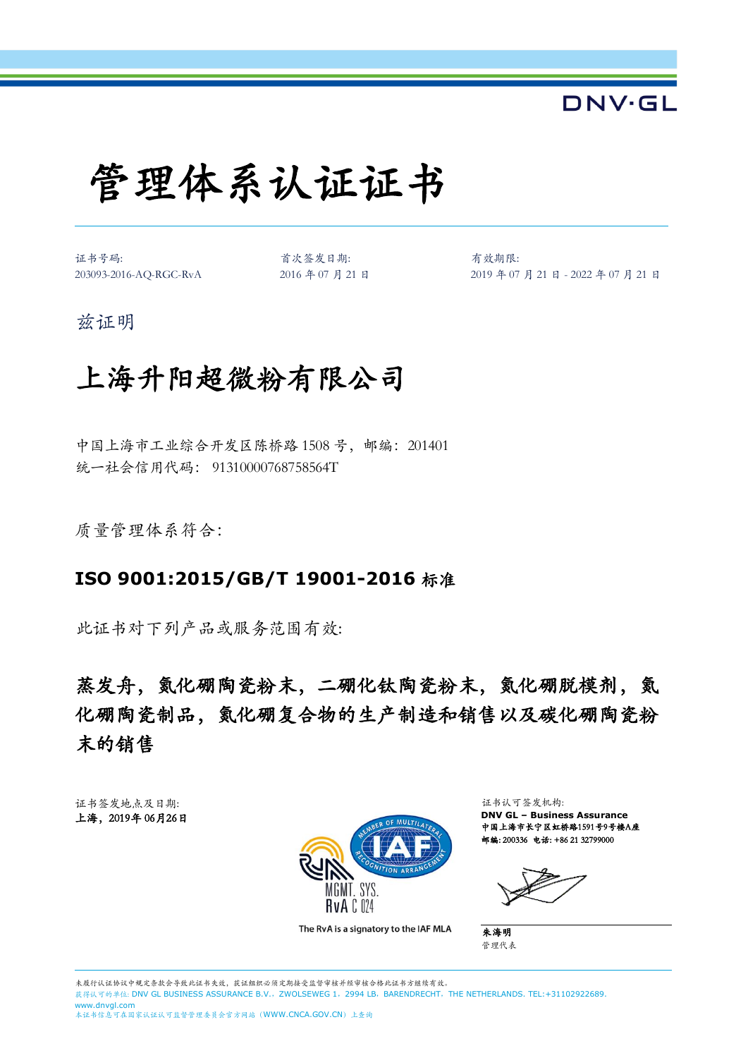DNV·GL

# 管理体系认证证书

证书号码:
203093-2016-AQ-RGC-RvA

首次签发日期:
2016 年 07 月 21 日

有效期限:
2019 年 07 月 21 日 - 2022 年 07 月 21 日

兹证明

## 上海升阳超微粉有限公司

中国上海市工业综合开发区陈桥路 1508 号，邮编：201401
统一社会信用代码： 91310000768758564T

质量管理体系符合:

**ISO 9001:2015/GB/T 19001-2016 标准**

此证书对下列产品或服务范围有效:

**蒸发舟，氮化硼陶瓷粉末，二硼化钛陶瓷粉末，氮化硼脱模剂，氮化硼陶瓷制品，氮化硼复合物的生产制造和销售以及碳化硼陶瓷粉末的销售**

证书签发地点及日期:
**上海，2019年 06月26日**

MGMT. SYS.
RvA C 024

The RvA is a signatory to the IAF MLA

证书认可签发机构:
**DNV GL – Business Assurance**
**中国上海市长宁区虹桥路1591号9号楼A座**
**邮编: 200336 电话: +86 21 32799000**

**朱海明**
管理代表

未履行认证协议中规定条款会导致此证书失效，获证组织必须定期接受监督审核并经审核合格此证书方继续有效。
获得认可的单位: DNV GL BUSINESS ASSURANCE B.V.，ZWOLSEWEG 1，2994 LB，BARENDRECHT，THE NETHERLANDS. TEL:+31102922689.
www.dnvgl.com
本证书信息可在国家认证认可监督管理委员会官方网站（WWW.CNCA.GOV.CN）上查询